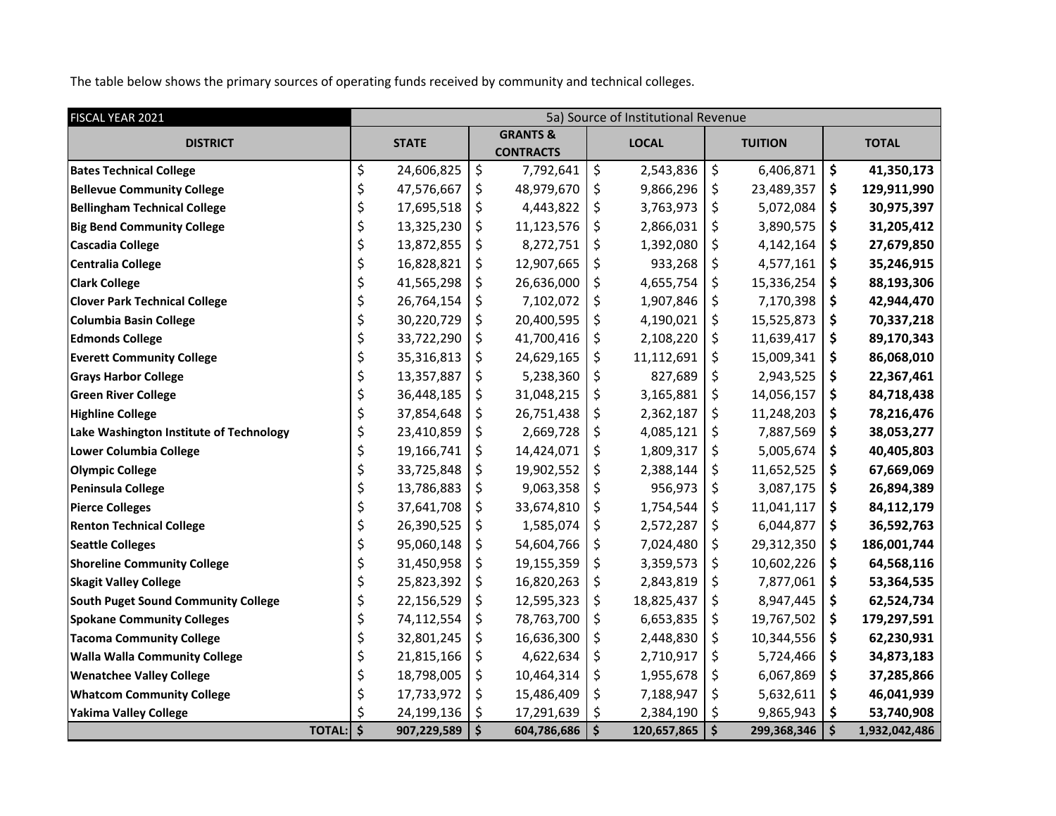The table below shows the primary sources of operating funds received by community and technical colleges.

| FISCAL YEAR 2021 | 5a) Source of Institutional Revenue | | | | |
|---|---|---|---|---|---|
| **DISTRICT** | **STATE** | **GRANTS & CONTRACTS** | **LOCAL** | **TUITION** | **TOTAL** |
| **Bates Technical College** | $ 24,606,825 | $ 7,792,641 | $ 2,543,836 | $ 6,406,871 | **$ 41,350,173** |
| **Bellevue Community College** | $ 47,576,667 | $ 48,979,670 | $ 9,866,296 | $ 23,489,357 | **$ 129,911,990** |
| **Bellingham Technical College** | $ 17,695,518 | $ 4,443,822 | $ 3,763,973 | $ 5,072,084 | **$ 30,975,397** |
| **Big Bend Community College** | $ 13,325,230 | $ 11,123,576 | $ 2,866,031 | $ 3,890,575 | **$ 31,205,412** |
| **Cascadia College** | $ 13,872,855 | $ 8,272,751 | $ 1,392,080 | $ 4,142,164 | **$ 27,679,850** |
| **Centralia College** | $ 16,828,821 | $ 12,907,665 | $ 933,268 | $ 4,577,161 | **$ 35,246,915** |
| **Clark College** | $ 41,565,298 | $ 26,636,000 | $ 4,655,754 | $ 15,336,254 | **$ 88,193,306** |
| **Clover Park Technical College** | $ 26,764,154 | $ 7,102,072 | $ 1,907,846 | $ 7,170,398 | **$ 42,944,470** |
| **Columbia Basin College** | $ 30,220,729 | $ 20,400,595 | $ 4,190,021 | $ 15,525,873 | **$ 70,337,218** |
| **Edmonds College** | $ 33,722,290 | $ 41,700,416 | $ 2,108,220 | $ 11,639,417 | **$ 89,170,343** |
| **Everett Community College** | $ 35,316,813 | $ 24,629,165 | $ 11,112,691 | $ 15,009,341 | **$ 86,068,010** |
| **Grays Harbor College** | $ 13,357,887 | $ 5,238,360 | $ 827,689 | $ 2,943,525 | **$ 22,367,461** |
| **Green River College** | $ 36,448,185 | $ 31,048,215 | $ 3,165,881 | $ 14,056,157 | **$ 84,718,438** |
| **Highline College** | $ 37,854,648 | $ 26,751,438 | $ 2,362,187 | $ 11,248,203 | **$ 78,216,476** |
| **Lake Washington Institute of Technology** | $ 23,410,859 | $ 2,669,728 | $ 4,085,121 | $ 7,887,569 | **$ 38,053,277** |
| **Lower Columbia College** | $ 19,166,741 | $ 14,424,071 | $ 1,809,317 | $ 5,005,674 | **$ 40,405,803** |
| **Olympic College** | $ 33,725,848 | $ 19,902,552 | $ 2,388,144 | $ 11,652,525 | **$ 67,669,069** |
| **Peninsula College** | $ 13,786,883 | $ 9,063,358 | $ 956,973 | $ 3,087,175 | **$ 26,894,389** |
| **Pierce Colleges** | $ 37,641,708 | $ 33,674,810 | $ 1,754,544 | $ 11,041,117 | **$ 84,112,179** |
| **Renton Technical College** | $ 26,390,525 | $ 1,585,074 | $ 2,572,287 | $ 6,044,877 | **$ 36,592,763** |
| **Seattle Colleges** | $ 95,060,148 | $ 54,604,766 | $ 7,024,480 | $ 29,312,350 | **$ 186,001,744** |
| **Shoreline Community College** | $ 31,450,958 | $ 19,155,359 | $ 3,359,573 | $ 10,602,226 | **$ 64,568,116** |
| **Skagit Valley College** | $ 25,823,392 | $ 16,820,263 | $ 2,843,819 | $ 7,877,061 | **$ 53,364,535** |
| **South Puget Sound Community College** | $ 22,156,529 | $ 12,595,323 | $ 18,825,437 | $ 8,947,445 | **$ 62,524,734** |
| **Spokane Community Colleges** | $ 74,112,554 | $ 78,763,700 | $ 6,653,835 | $ 19,767,502 | **$ 179,297,591** |
| **Tacoma Community College** | $ 32,801,245 | $ 16,636,300 | $ 2,448,830 | $ 10,344,556 | **$ 62,230,931** |
| **Walla Walla Community College** | $ 21,815,166 | $ 4,622,634 | $ 2,710,917 | $ 5,724,466 | **$ 34,873,183** |
| **Wenatchee Valley College** | $ 18,798,005 | $ 10,464,314 | $ 1,955,678 | $ 6,067,869 | **$ 37,285,866** |
| **Whatcom Community College** | $ 17,733,972 | $ 15,486,409 | $ 7,188,947 | $ 5,632,611 | **$ 46,041,939** |
| **Yakima Valley College** | $ 24,199,136 | $ 17,291,639 | $ 2,384,190 | $ 9,865,943 | **$ 53,740,908** |
| **TOTAL:** | **$ 907,229,589** | **$ 604,786,686** | **$ 120,657,865** | **$ 299,368,346** | **$ 1,932,042,486** |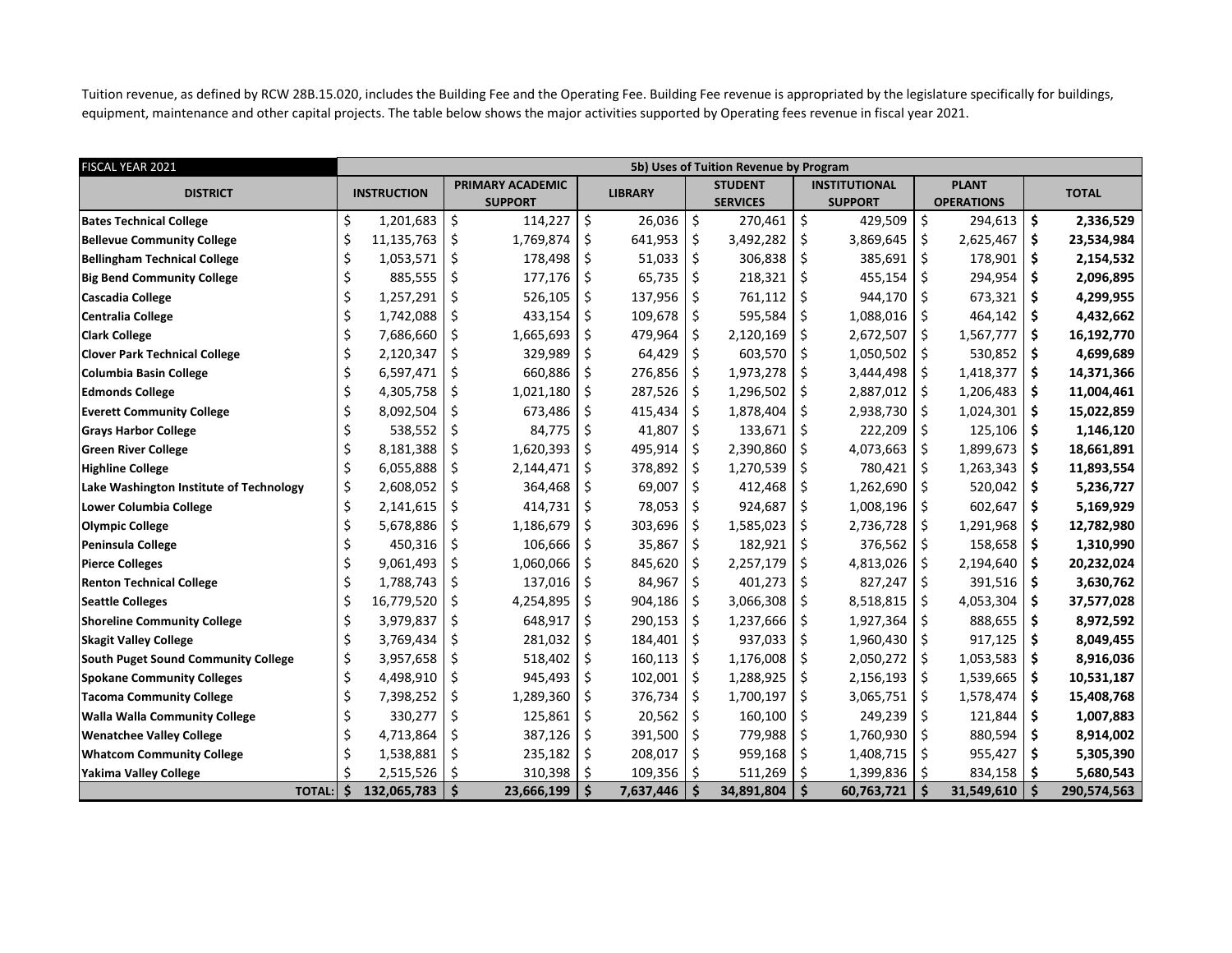Tuition revenue, as defined by RCW 28B.15.020, includes the Building Fee and the Operating Fee. Building Fee revenue is appropriated by the legislature specifically for buildings, equipment, maintenance and other capital projects. The table below shows the major activities supported by Operating fees revenue in fiscal year 2021.

| FISCAL YEAR 2021 | 5b) Uses of Tuition Revenue by Program | | | | | | |
|---|---|---|---|---|---|---|---|
| **DISTRICT** | **INSTRUCTION** | **PRIMARY ACADEMIC SUPPORT** | **LIBRARY** | **STUDENT SERVICES** | **INSTITUTIONAL SUPPORT** | **PLANT OPERATIONS** | **TOTAL** |
| **Bates Technical College** | $ 1,201,683 | $ 114,227 | $ 26,036 | $ 270,461 | $ 429,509 | $ 294,613 | **$ 2,336,529** |
| **Bellevue Community College** | $ 11,135,763 | $ 1,769,874 | $ 641,953 | $ 3,492,282 | $ 3,869,645 | $ 2,625,467 | **$ 23,534,984** |
| **Bellingham Technical College** | $ 1,053,571 | $ 178,498 | $ 51,033 | $ 306,838 | $ 385,691 | $ 178,901 | **$ 2,154,532** |
| **Big Bend Community College** | $ 885,555 | $ 177,176 | $ 65,735 | $ 218,321 | $ 455,154 | $ 294,954 | **$ 2,096,895** |
| **Cascadia College** | $ 1,257,291 | $ 526,105 | $ 137,956 | $ 761,112 | $ 944,170 | $ 673,321 | **$ 4,299,955** |
| **Centralia College** | $ 1,742,088 | $ 433,154 | $ 109,678 | $ 595,584 | $ 1,088,016 | $ 464,142 | **$ 4,432,662** |
| **Clark College** | $ 7,686,660 | $ 1,665,693 | $ 479,964 | $ 2,120,169 | $ 2,672,507 | $ 1,567,777 | **$ 16,192,770** |
| **Clover Park Technical College** | $ 2,120,347 | $ 329,989 | $ 64,429 | $ 603,570 | $ 1,050,502 | $ 530,852 | **$ 4,699,689** |
| **Columbia Basin College** | $ 6,597,471 | $ 660,886 | $ 276,856 | $ 1,973,278 | $ 3,444,498 | $ 1,418,377 | **$ 14,371,366** |
| **Edmonds College** | $ 4,305,758 | $ 1,021,180 | $ 287,526 | $ 1,296,502 | $ 2,887,012 | $ 1,206,483 | **$ 11,004,461** |
| **Everett Community College** | $ 8,092,504 | $ 673,486 | $ 415,434 | $ 1,878,404 | $ 2,938,730 | $ 1,024,301 | **$ 15,022,859** |
| **Grays Harbor College** | $ 538,552 | $ 84,775 | $ 41,807 | $ 133,671 | $ 222,209 | $ 125,106 | **$ 1,146,120** |
| **Green River College** | $ 8,181,388 | $ 1,620,393 | $ 495,914 | $ 2,390,860 | $ 4,073,663 | $ 1,899,673 | **$ 18,661,891** |
| **Highline College** | $ 6,055,888 | $ 2,144,471 | $ 378,892 | $ 1,270,539 | $ 780,421 | $ 1,263,343 | **$ 11,893,554** |
| **Lake Washington Institute of Technology** | $ 2,608,052 | $ 364,468 | $ 69,007 | $ 412,468 | $ 1,262,690 | $ 520,042 | **$ 5,236,727** |
| **Lower Columbia College** | $ 2,141,615 | $ 414,731 | $ 78,053 | $ 924,687 | $ 1,008,196 | $ 602,647 | **$ 5,169,929** |
| **Olympic College** | $ 5,678,886 | $ 1,186,679 | $ 303,696 | $ 1,585,023 | $ 2,736,728 | $ 1,291,968 | **$ 12,782,980** |
| **Peninsula College** | $ 450,316 | $ 106,666 | $ 35,867 | $ 182,921 | $ 376,562 | $ 158,658 | **$ 1,310,990** |
| **Pierce Colleges** | $ 9,061,493 | $ 1,060,066 | $ 845,620 | $ 2,257,179 | $ 4,813,026 | $ 2,194,640 | **$ 20,232,024** |
| **Renton Technical College** | $ 1,788,743 | $ 137,016 | $ 84,967 | $ 401,273 | $ 827,247 | $ 391,516 | **$ 3,630,762** |
| **Seattle Colleges** | $ 16,779,520 | $ 4,254,895 | $ 904,186 | $ 3,066,308 | $ 8,518,815 | $ 4,053,304 | **$ 37,577,028** |
| **Shoreline Community College** | $ 3,979,837 | $ 648,917 | $ 290,153 | $ 1,237,666 | $ 1,927,364 | $ 888,655 | **$ 8,972,592** |
| **Skagit Valley College** | $ 3,769,434 | $ 281,032 | $ 184,401 | $ 937,033 | $ 1,960,430 | $ 917,125 | **$ 8,049,455** |
| **South Puget Sound Community College** | $ 3,957,658 | $ 518,402 | $ 160,113 | $ 1,176,008 | $ 2,050,272 | $ 1,053,583 | **$ 8,916,036** |
| **Spokane Community Colleges** | $ 4,498,910 | $ 945,493 | $ 102,001 | $ 1,288,925 | $ 2,156,193 | $ 1,539,665 | **$ 10,531,187** |
| **Tacoma Community College** | $ 7,398,252 | $ 1,289,360 | $ 376,734 | $ 1,700,197 | $ 3,065,751 | $ 1,578,474 | **$ 15,408,768** |
| **Walla Walla Community College** | $ 330,277 | $ 125,861 | $ 20,562 | $ 160,100 | $ 249,239 | $ 121,844 | **$ 1,007,883** |
| **Wenatchee Valley College** | $ 4,713,864 | $ 387,126 | $ 391,500 | $ 779,988 | $ 1,760,930 | $ 880,594 | **$ 8,914,002** |
| **Whatcom Community College** | $ 1,538,881 | $ 235,182 | $ 208,017 | $ 959,168 | $ 1,408,715 | $ 955,427 | **$ 5,305,390** |
| **Yakima Valley College** | $ 2,515,526 | $ 310,398 | $ 109,356 | $ 511,269 | $ 1,399,836 | $ 834,158 | **$ 5,680,543** |
| **TOTAL:** | **$ 132,065,783** | **$ 23,666,199** | **$ 7,637,446** | **$ 34,891,804** | **$ 60,763,721** | **$ 31,549,610** | **$ 290,574,563** |